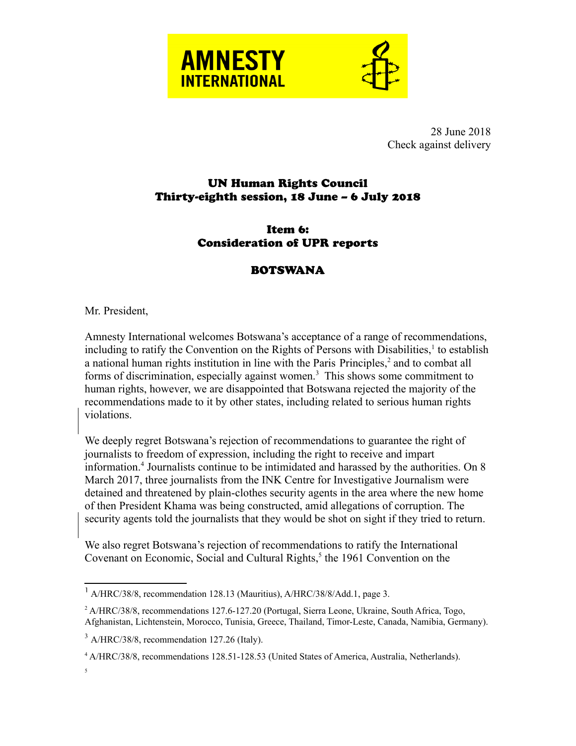AMNESTY INTERNATIONAL

28 June 2018
Check against delivery

## UN Human Rights Council
## Thirty-eighth session, 18 June – 6 July 2018

### Item 6:
### Consideration of UPR reports

### BOTSWANA

Mr. President,

Amnesty International welcomes Botswana's acceptance of a range of recommendations, including to ratify the Convention on the Rights of Persons with Disabilities,[1] to establish a national human rights institution in line with the Paris Principles,[2] and to combat all forms of discrimination, especially against women.[3] This shows some commitment to human rights, however, we are disappointed that Botswana rejected the majority of the recommendations made to it by other states, including related to serious human rights violations.

We deeply regret Botswana's rejection of recommendations to guarantee the right of journalists to freedom of expression, including the right to receive and impart information.[4] Journalists continue to be intimidated and harassed by the authorities. On 8 March 2017, three journalists from the INK Centre for Investigative Journalism were detained and threatened by plain-clothes security agents in the area where the new home of then President Khama was being constructed, amid allegations of corruption. The security agents told the journalists that they would be shot on sight if they tried to return.

We also regret Botswana's rejection of recommendations to ratify the International Covenant on Economic, Social and Cultural Rights,[5] the 1961 Convention on the

---

[1] A/HRC/38/8, recommendation 128.13 (Mauritius), A/HRC/38/8/Add.1, page 3.

[2] A/HRC/38/8, recommendations 127.6-127.20 (Portugal, Sierra Leone, Ukraine, South Africa, Togo, Afghanistan, Lichtenstein, Morocco, Tunisia, Greece, Thailand, Timor-Leste, Canada, Namibia, Germany).

[3] A/HRC/38/8, recommendation 127.26 (Italy).

[4] A/HRC/38/8, recommendations 128.51-128.53 (United States of America, Australia, Netherlands).

[5]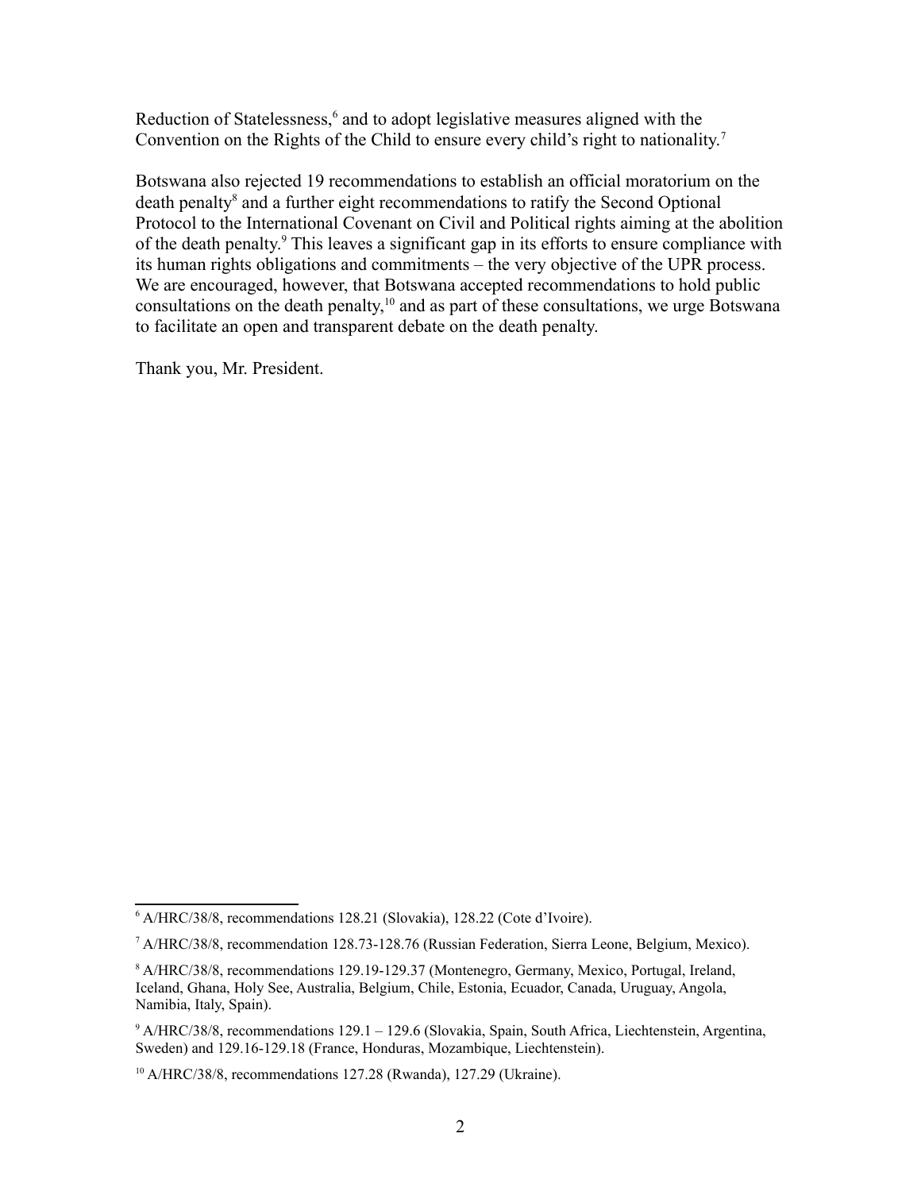Reduction of Statelessness,[6] and to adopt legislative measures aligned with the Convention on the Rights of the Child to ensure every child's right to nationality.[7]

Botswana also rejected 19 recommendations to establish an official moratorium on the death penalty[8] and a further eight recommendations to ratify the Second Optional Protocol to the International Covenant on Civil and Political rights aiming at the abolition of the death penalty.[9] This leaves a significant gap in its efforts to ensure compliance with its human rights obligations and commitments – the very objective of the UPR process. We are encouraged, however, that Botswana accepted recommendations to hold public consultations on the death penalty,[10] and as part of these consultations, we urge Botswana to facilitate an open and transparent debate on the death penalty.

Thank you, Mr. President.

---

[6] A/HRC/38/8, recommendations 128.21 (Slovakia), 128.22 (Cote d'Ivoire).

[7] A/HRC/38/8, recommendation 128.73-128.76 (Russian Federation, Sierra Leone, Belgium, Mexico).

[8] A/HRC/38/8, recommendations 129.19-129.37 (Montenegro, Germany, Mexico, Portugal, Ireland, Iceland, Ghana, Holy See, Australia, Belgium, Chile, Estonia, Ecuador, Canada, Uruguay, Angola, Namibia, Italy, Spain).

[9] A/HRC/38/8, recommendations 129.1 – 129.6 (Slovakia, Spain, South Africa, Liechtenstein, Argentina, Sweden) and 129.16-129.18 (France, Honduras, Mozambique, Liechtenstein).

[10] A/HRC/38/8, recommendations 127.28 (Rwanda), 127.29 (Ukraine).